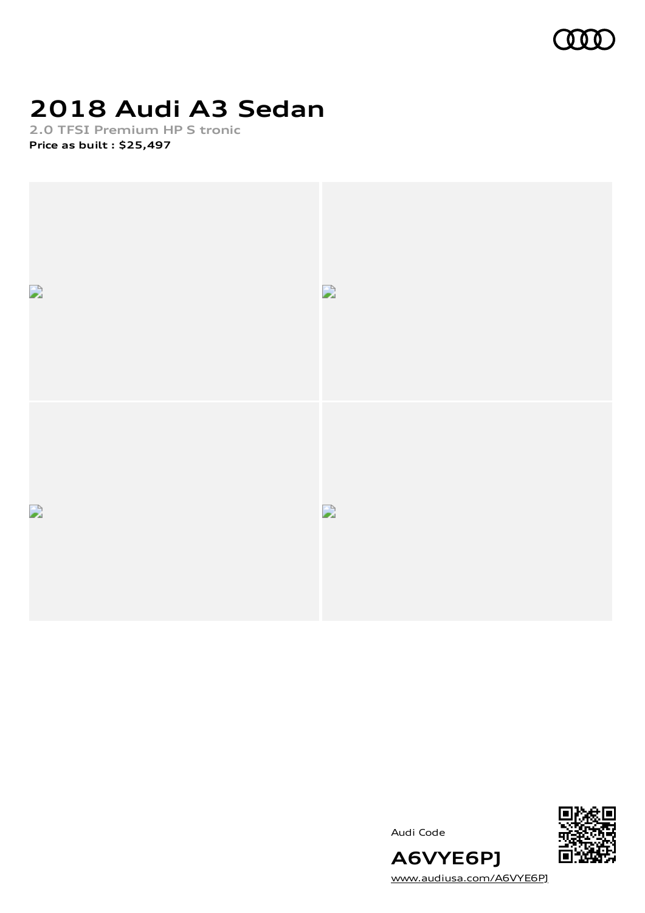# 2018 Audi A3 Sedan

2.0 TFSI Premium HP S tronic

**Price as built : $25,497**

Audi Code

**A6VYE6PJ**

www.audiusa.com/A6VYE6PJ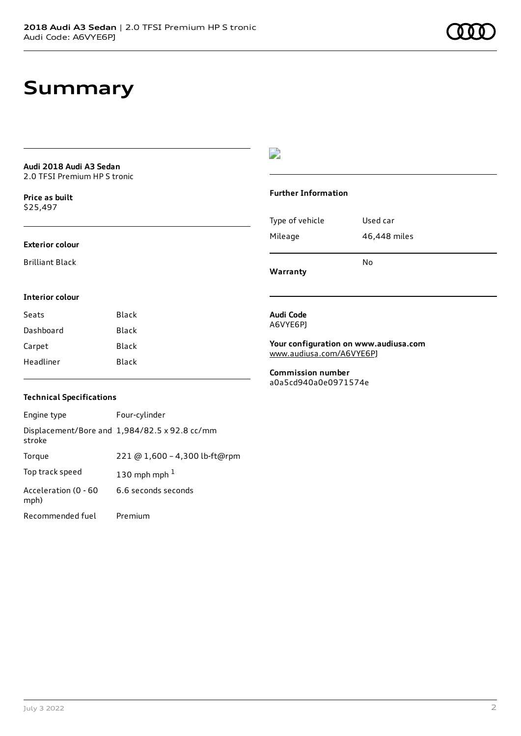# Summary

**Audi 2018 Audi A3 Sedan**
2.0 TFSI Premium HP S tronic

**Price as built**
$25,497

**Exterior colour**

Brilliant Black

**Interior colour**

| | |
|---|---|
| Seats | Black |
| Dashboard | Black |
| Carpet | Black |
| Headliner | Black |

**Technical Specifications**

| | |
|---|---|
| Engine type | Four-cylinder |
| Displacement/Bore and stroke | 1,984/82.5 x 92.8 cc/mm |
| Torque | 221 @ 1,600 – 4,300 lb-ft@rpm |
| Top track speed | 130 mph mph [1] |
| Acceleration (0 - 60 mph) | 6.6 seconds seconds |
| Recommended fuel | Premium |

**Further Information**

| | |
|---|---|
| Type of vehicle | Used car |
| Mileage | 46,448 miles |
| **Warranty** | No |

**Audi Code**
A6VYE6PJ

**Your configuration on www.audiusa.com**
www.audiusa.com/A6VYE6PJ

**Commission number**
a0a5cd940a0e0971574e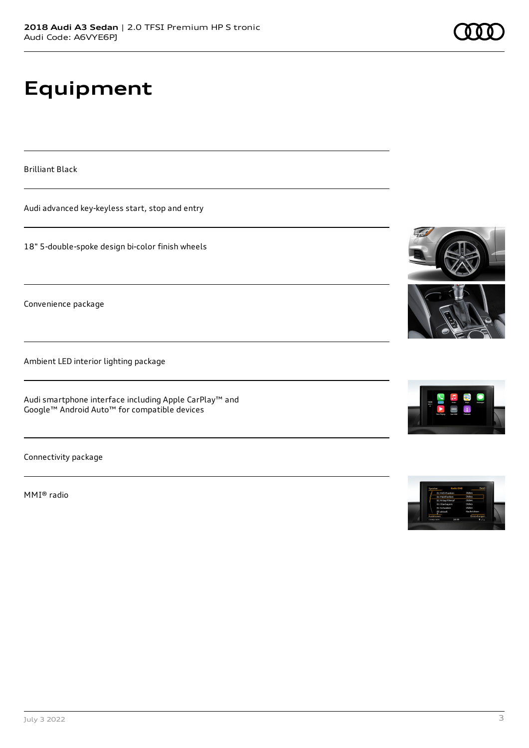# Equipment

Brilliant Black

Audi advanced key-keyless start, stop and entry

18" 5-double-spoke design bi-color finish wheels

Convenience package

Ambient LED interior lighting package

Audi smartphone interface including Apple CarPlay™ and Google™ Android Auto™ for compatible devices

Connectivity package

MMI® radio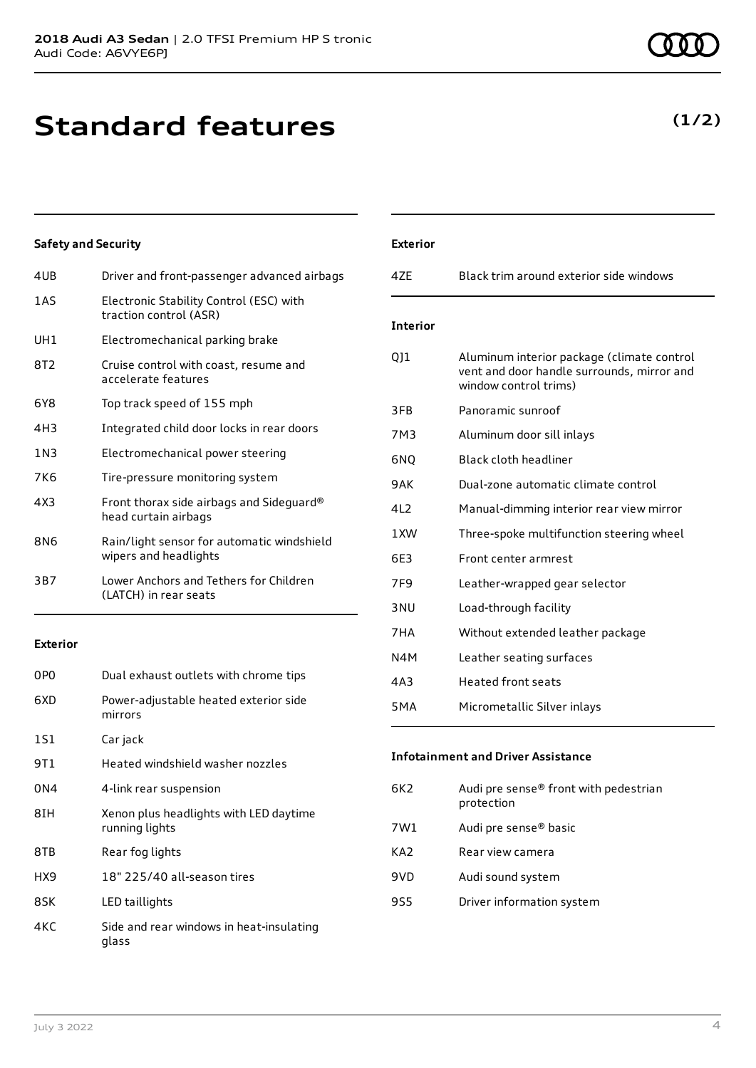**2018 Audi A3 Sedan** | 2.0 TFSI Premium HP S tronic
Audi Code: A6VYE6PJ

# Standard features

**(1/2)**

### Safety and Security

| | |
|---|---|
| 4UB | Driver and front-passenger advanced airbags |
| 1AS | Electronic Stability Control (ESC) with traction control (ASR) |
| UH1 | Electromechanical parking brake |
| 8T2 | Cruise control with coast, resume and accelerate features |
| 6Y8 | Top track speed of 155 mph |
| 4H3 | Integrated child door locks in rear doors |
| 1N3 | Electromechanical power steering |
| 7K6 | Tire-pressure monitoring system |
| 4X3 | Front thorax side airbags and Sideguard® head curtain airbags |
| 8N6 | Rain/light sensor for automatic windshield wipers and headlights |
| 3B7 | Lower Anchors and Tethers for Children (LATCH) in rear seats |

### Exterior

| | |
|---|---|
| 0P0 | Dual exhaust outlets with chrome tips |
| 6XD | Power-adjustable heated exterior side mirrors |
| 1S1 | Car jack |
| 9T1 | Heated windshield washer nozzles |
| 0N4 | 4-link rear suspension |
| 8IH | Xenon plus headlights with LED daytime running lights |
| 8TB | Rear fog lights |
| HX9 | 18" 225/40 all-season tires |
| 8SK | LED taillights |
| 4KC | Side and rear windows in heat-insulating glass |

### Exterior

| | |
|---|---|
| 4ZE | Black trim around exterior side windows |

### Interior

| | |
|---|---|
| QJ1 | Aluminum interior package (climate control vent and door handle surrounds, mirror and window control trims) |
| 3FB | Panoramic sunroof |
| 7M3 | Aluminum door sill inlays |
| 6NQ | Black cloth headliner |
| 9AK | Dual-zone automatic climate control |
| 4L2 | Manual-dimming interior rear view mirror |
| 1XW | Three-spoke multifunction steering wheel |
| 6E3 | Front center armrest |
| 7F9 | Leather-wrapped gear selector |
| 3NU | Load-through facility |
| 7HA | Without extended leather package |
| N4M | Leather seating surfaces |
| 4A3 | Heated front seats |
| 5MA | Micrometallic Silver inlays |

### Infotainment and Driver Assistance

| | |
|---|---|
| 6K2 | Audi pre sense® front with pedestrian protection |
| 7W1 | Audi pre sense® basic |
| KA2 | Rear view camera |
| 9VD | Audi sound system |
| 9S5 | Driver information system |

July 3 2022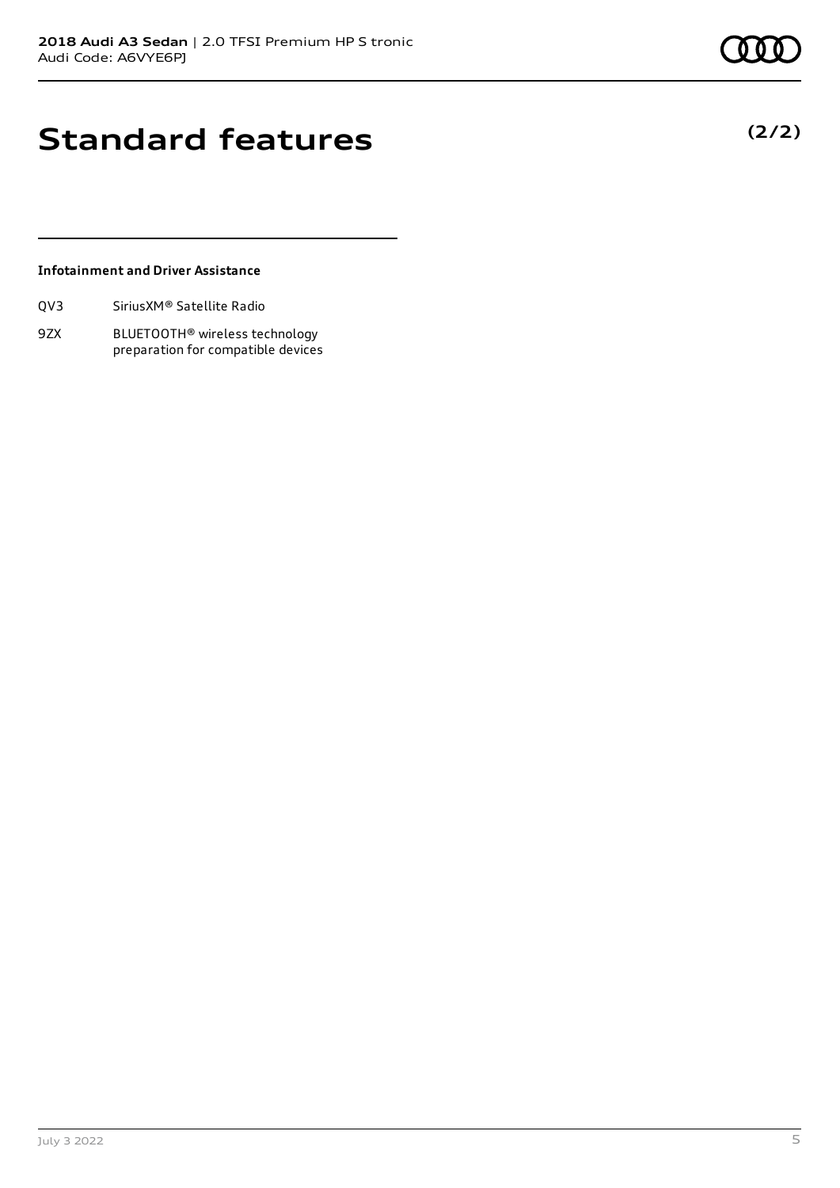# Standard features

**(2/2)**

### Infotainment and Driver Assistance

| | |
|---|---|
| QV3 | SiriusXM® Satellite Radio |
| 9ZX | BLUETOOTH® wireless technology preparation for compatible devices |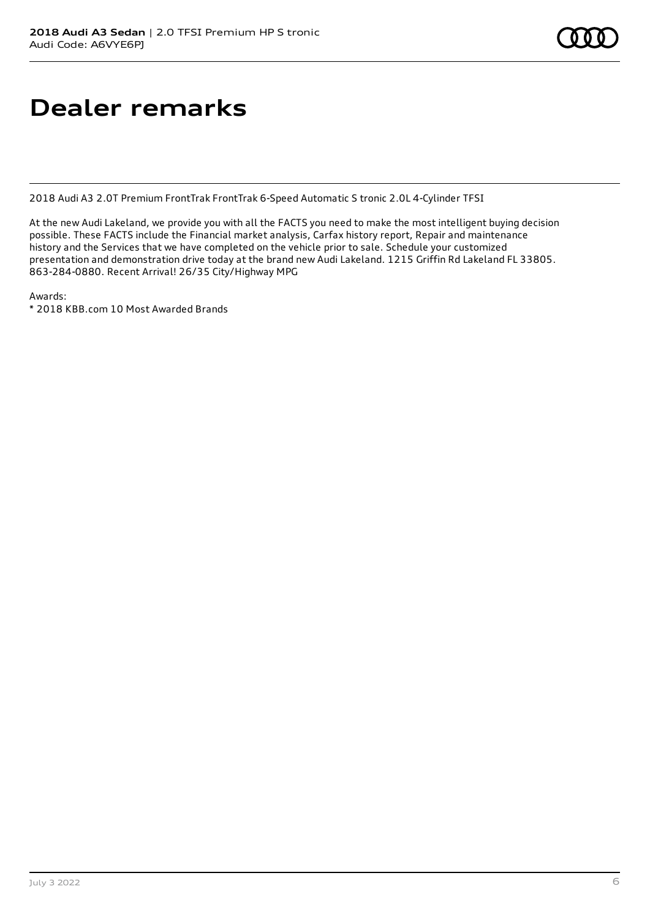# Dealer remarks

2018 Audi A3 2.0T Premium FrontTrak FrontTrak 6-Speed Automatic S tronic 2.0L 4-Cylinder TFSI

At the new Audi Lakeland, we provide you with all the FACTS you need to make the most intelligent buying decision possible. These FACTS include the Financial market analysis, Carfax history report, Repair and maintenance history and the Services that we have completed on the vehicle prior to sale. Schedule your customized presentation and demonstration drive today at the brand new Audi Lakeland. 1215 Griffin Rd Lakeland FL 33805. 863-284-0880. Recent Arrival! 26/35 City/Highway MPG

Awards:
* 2018 KBB.com 10 Most Awarded Brands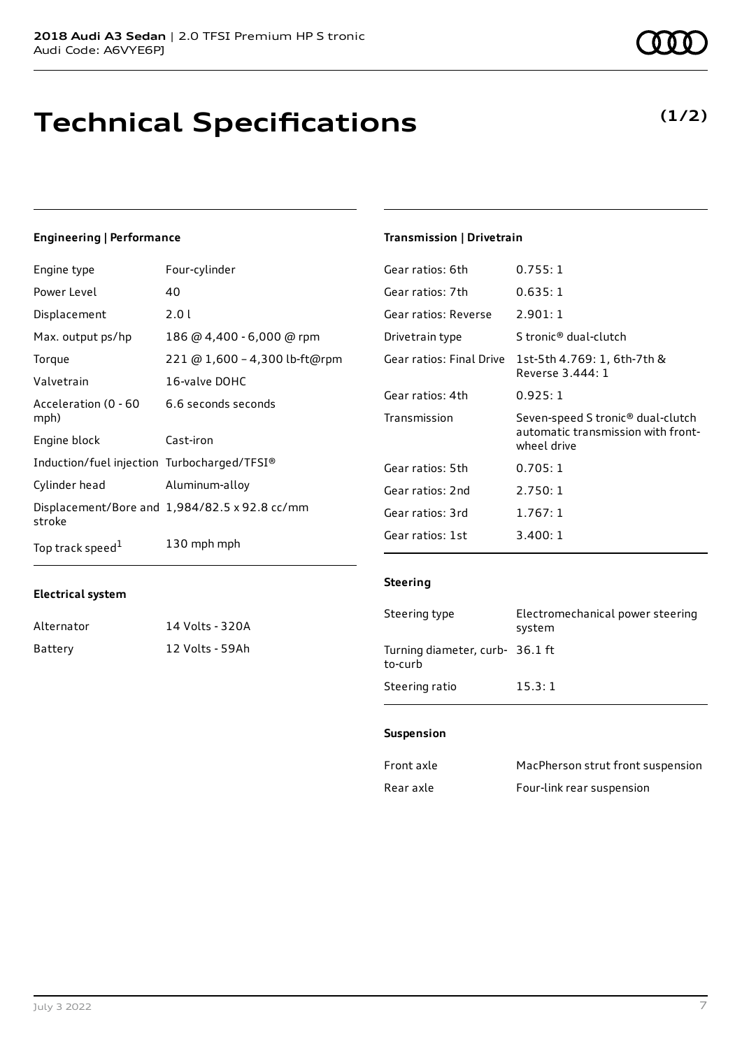# Technical Specifications

**(1/2)**

### Engineering | Performance

| | |
|---|---|
| Engine type | Four-cylinder |
| Power Level | 40 |
| Displacement | 2.0 l |
| Max. output ps/hp | 186 @ 4,400 - 6,000 @ rpm |
| Torque | 221 @ 1,600 – 4,300 lb-ft@rpm |
| Valvetrain | 16-valve DOHC |
| Acceleration (0 - 60 mph) | 6.6 seconds seconds |
| Engine block | Cast-iron |
| Induction/fuel injection | Turbocharged/TFSI® |
| Cylinder head | Aluminum-alloy |
| Displacement/Bore and stroke | 1,984/82.5 x 92.8 cc/mm |
| Top track speed[1] | 130 mph mph |

### Electrical system

| | |
|---|---|
| Alternator | 14 Volts - 320A |
| Battery | 12 Volts - 59Ah |

### Transmission | Drivetrain

| | |
|---|---|
| Gear ratios: 6th | 0.755: 1 |
| Gear ratios: 7th | 0.635: 1 |
| Gear ratios: Reverse | 2.901: 1 |
| Drivetrain type | S tronic® dual-clutch |
| Gear ratios: Final Drive | 1st-5th 4.769: 1, 6th-7th & Reverse 3.444: 1 |
| Gear ratios: 4th | 0.925: 1 |
| Transmission | Seven-speed S tronic® dual-clutch automatic transmission with front-wheel drive |
| Gear ratios: 5th | 0.705: 1 |
| Gear ratios: 2nd | 2.750: 1 |
| Gear ratios: 3rd | 1.767: 1 |
| Gear ratios: 1st | 3.400: 1 |

### Steering

| | |
|---|---|
| Steering type | Electromechanical power steering system |
| Turning diameter, curb-to-curb | 36.1 ft |
| Steering ratio | 15.3: 1 |

### Suspension

| | |
|---|---|
| Front axle | MacPherson strut front suspension |
| Rear axle | Four-link rear suspension |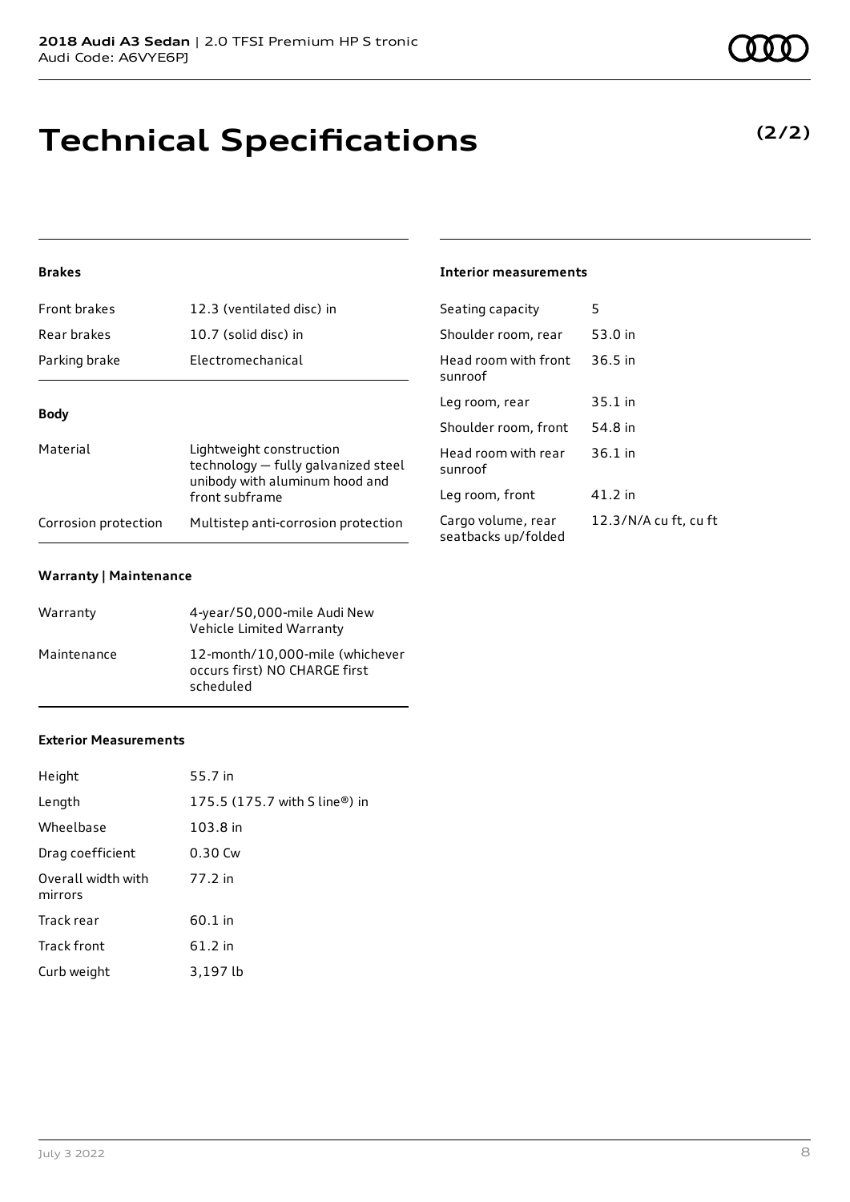# Technical Specifications

**(2/2)**

#### Brakes

| | |
|---|---|
| Front brakes | 12.3 (ventilated disc) in |
| Rear brakes | 10.7 (solid disc) in |
| Parking brake | Electromechanical |

#### Body

| | |
|---|---|
| Material | Lightweight construction technology — fully galvanized steel unibody with aluminum hood and front subframe |
| Corrosion protection | Multistep anti-corrosion protection |

#### Warranty | Maintenance

| | |
|---|---|
| Warranty | 4-year/50,000-mile Audi New Vehicle Limited Warranty |
| Maintenance | 12-month/10,000-mile (whichever occurs first) NO CHARGE first scheduled |

#### Exterior Measurements

| | |
|---|---|
| Height | 55.7 in |
| Length | 175.5 (175.7 with S line®) in |
| Wheelbase | 103.8 in |
| Drag coefficient | 0.30 Cw |
| Overall width with mirrors | 77.2 in |
| Track rear | 60.1 in |
| Track front | 61.2 in |
| Curb weight | 3,197 lb |

#### Interior measurements

| | |
|---|---|
| Seating capacity | 5 |
| Shoulder room, rear | 53.0 in |
| Head room with front sunroof | 36.5 in |
| Leg room, rear | 35.1 in |
| Shoulder room, front | 54.8 in |
| Head room with rear sunroof | 36.1 in |
| Leg room, front | 41.2 in |
| Cargo volume, rear seatbacks up/folded | 12.3/N/A cu ft, cu ft |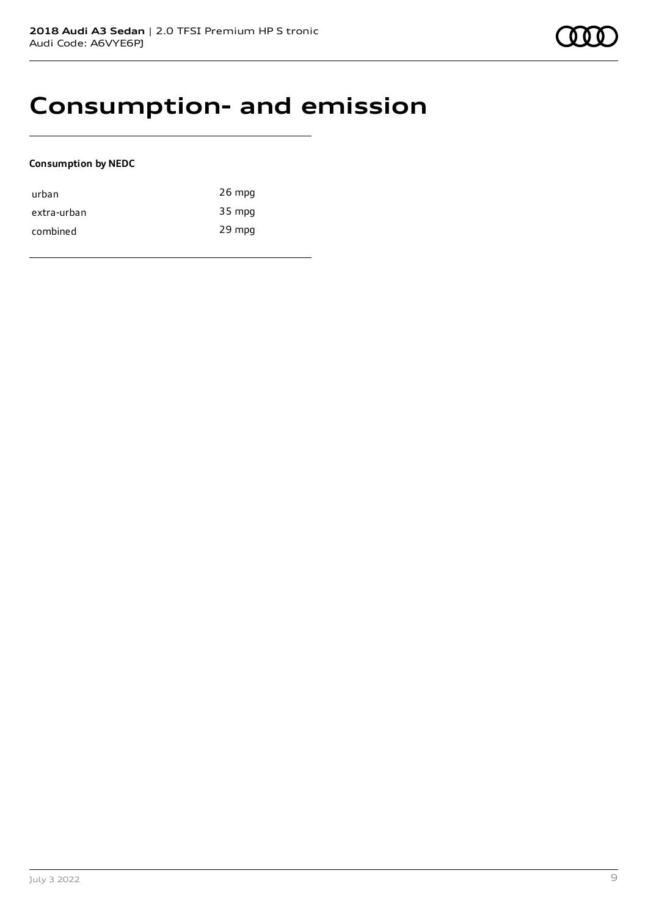# Consumption- and emission

**Consumption by NEDC**

| | |
|---|---|
| urban | 26 mpg |
| extra-urban | 35 mpg |
| combined | 29 mpg |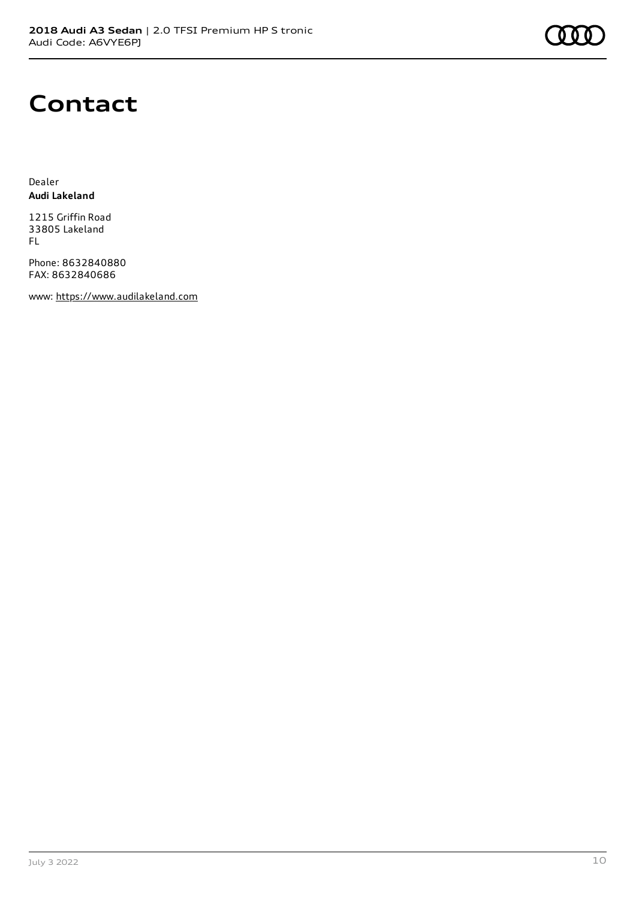# Contact

Dealer
**Audi Lakeland**

1215 Griffin Road
33805 Lakeland
FL

Phone: 8632840880
FAX: 8632840686

www: https://www.audilakeland.com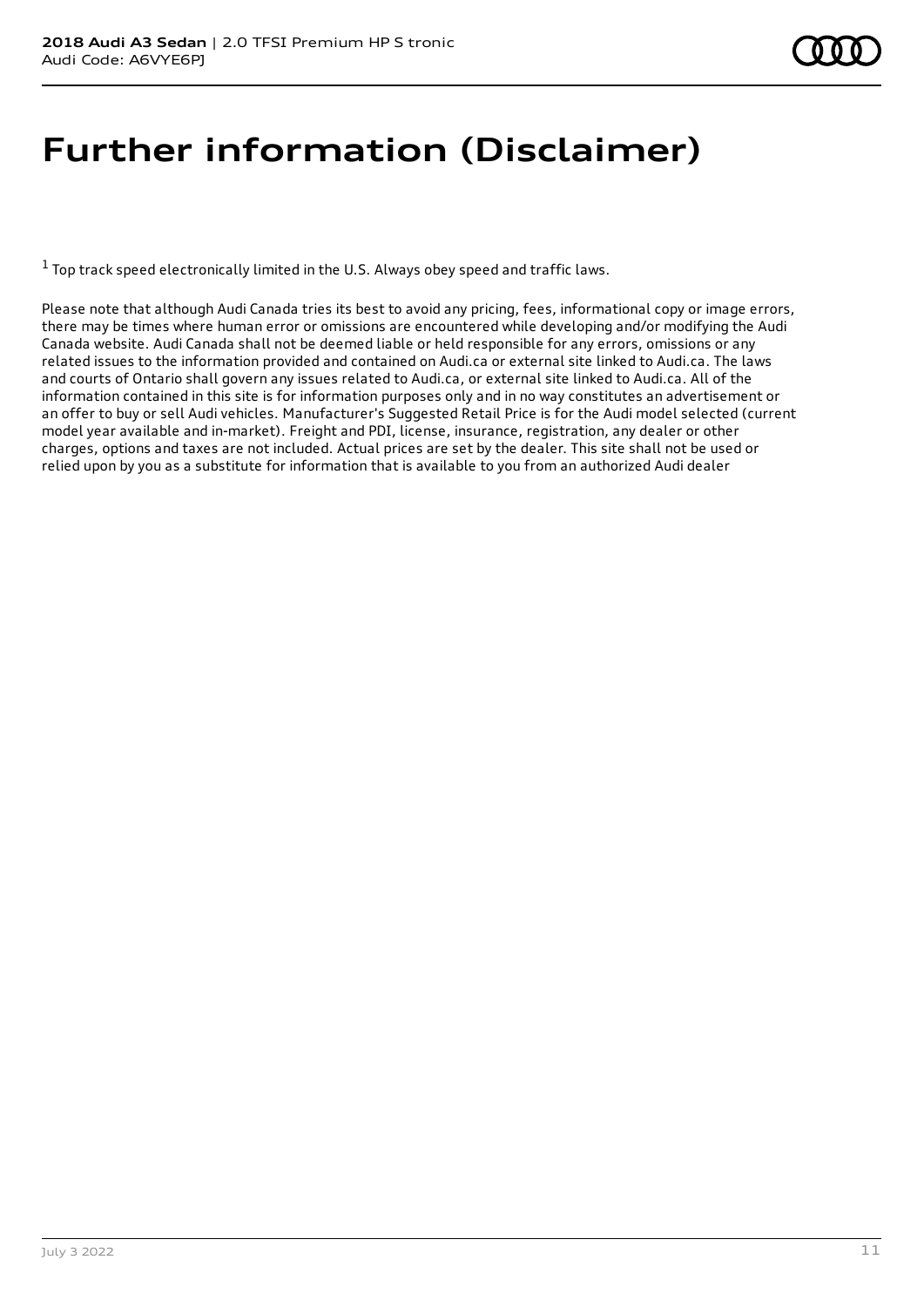# Further information (Disclaimer)

[1] Top track speed electronically limited in the U.S. Always obey speed and traffic laws.

Please note that although Audi Canada tries its best to avoid any pricing, fees, informational copy or image errors, there may be times where human error or omissions are encountered while developing and/or modifying the Audi Canada website. Audi Canada shall not be deemed liable or held responsible for any errors, omissions or any related issues to the information provided and contained on Audi.ca or external site linked to Audi.ca. The laws and courts of Ontario shall govern any issues related to Audi.ca, or external site linked to Audi.ca. All of the information contained in this site is for information purposes only and in no way constitutes an advertisement or an offer to buy or sell Audi vehicles. Manufacturer's Suggested Retail Price is for the Audi model selected (current model year available and in-market). Freight and PDI, license, insurance, registration, any dealer or other charges, options and taxes are not included. Actual prices are set by the dealer. This site shall not be used or relied upon by you as a substitute for information that is available to you from an authorized Audi dealer